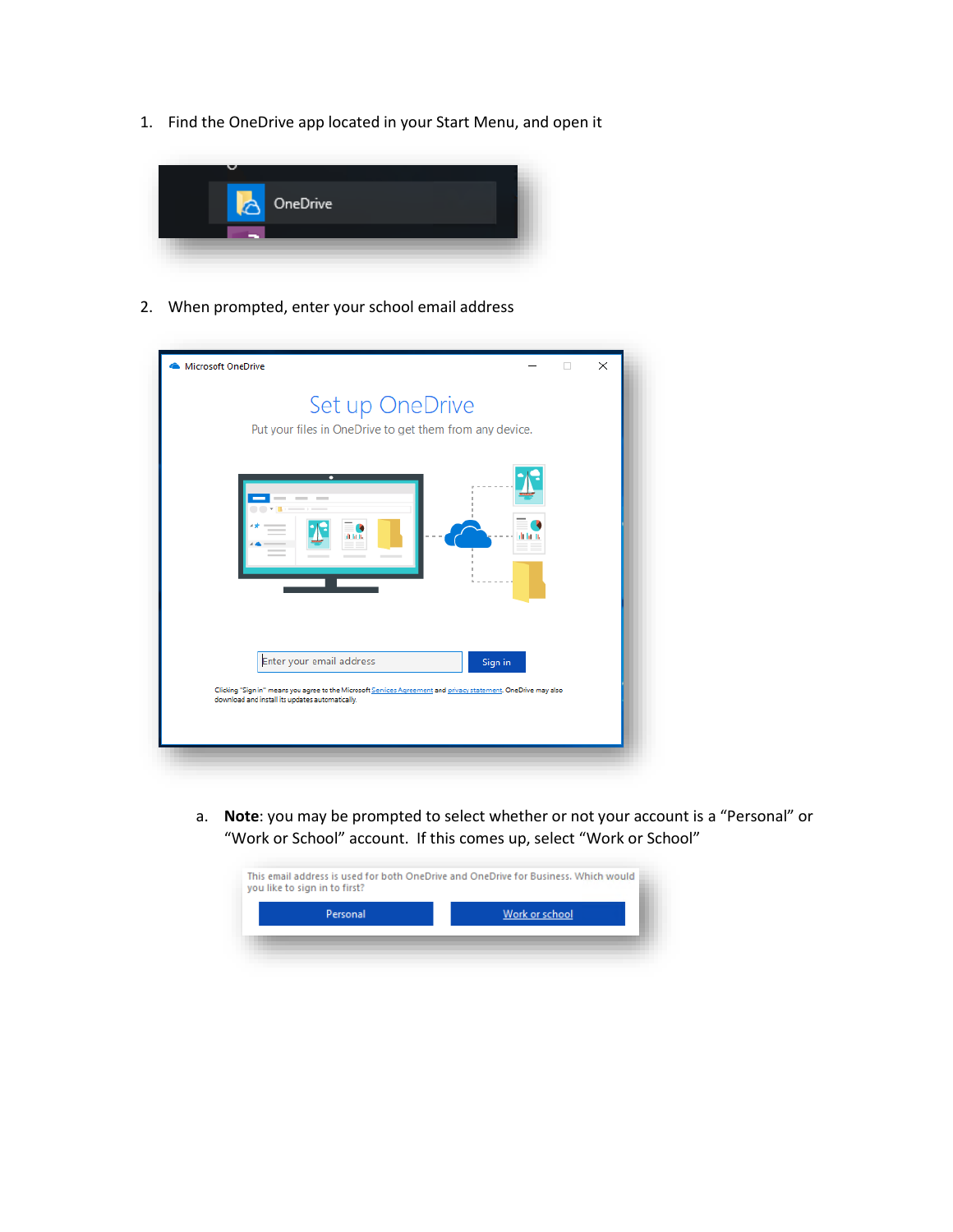1. Find the OneDrive app located in your Start Menu, and open it

2. When prompted, enter your school email address

    a. **Note**: you may be prompted to select whether or not your account is a “Personal” or “Work or School” account. If this comes up, select “Work or School”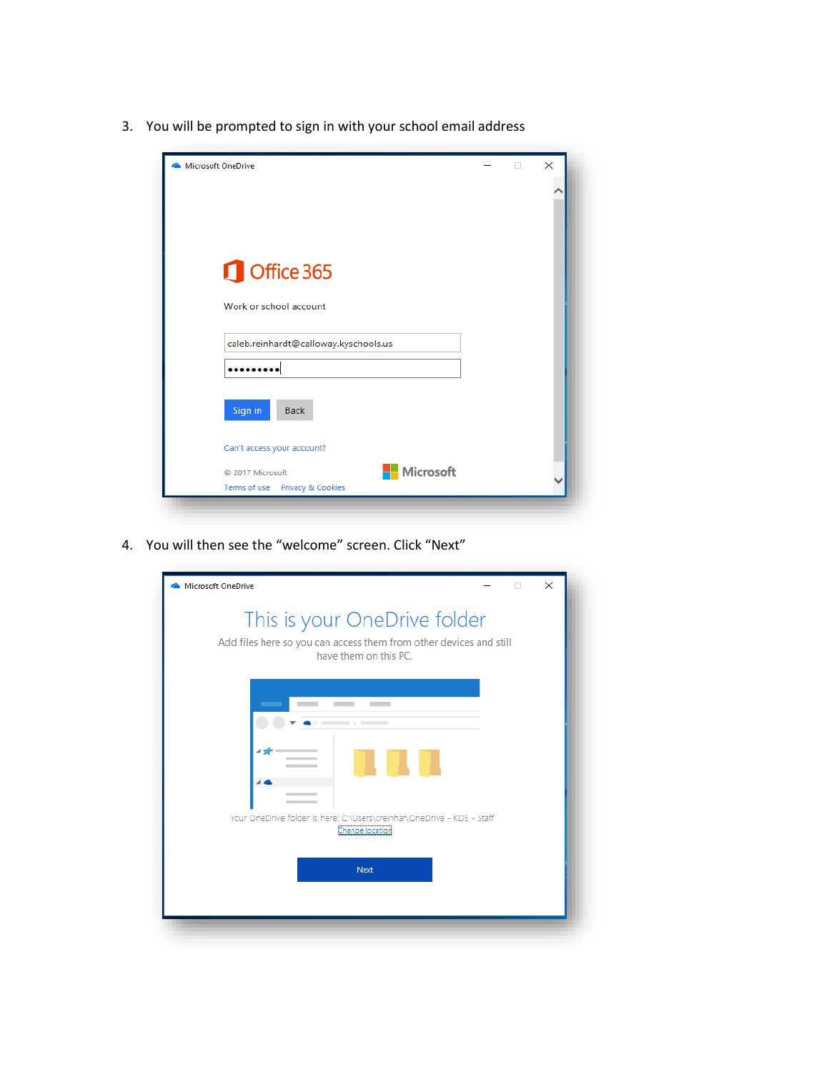3. You will be prompted to sign in with your school email address

4. You will then see the "welcome" screen. Click "Next"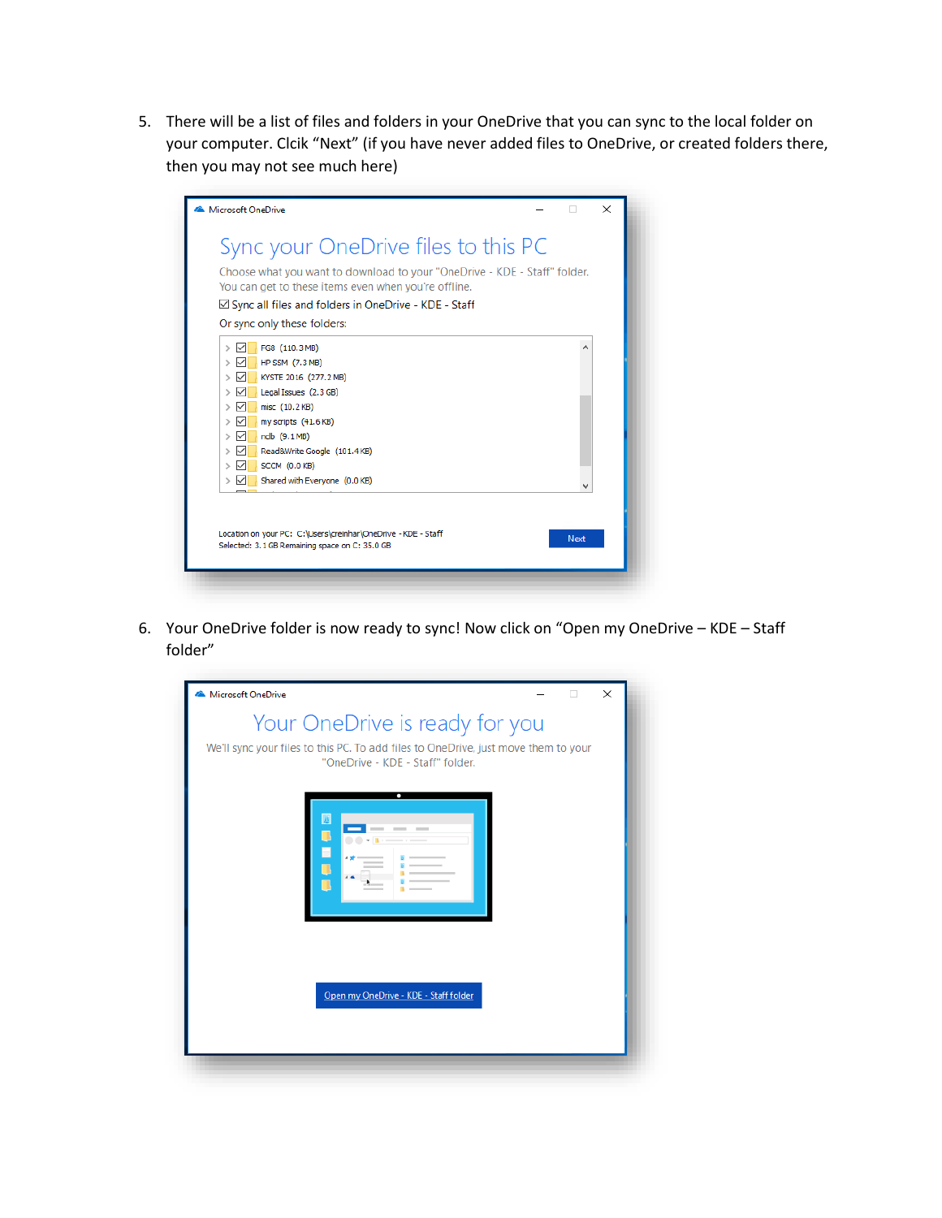5. There will be a list of files and folders in your OneDrive that you can sync to the local folder on your computer. Clcik "Next" (if you have never added files to OneDrive, or created folders there, then you may not see much here)

6. Your OneDrive folder is now ready to sync! Now click on "Open my OneDrive – KDE – Staff folder"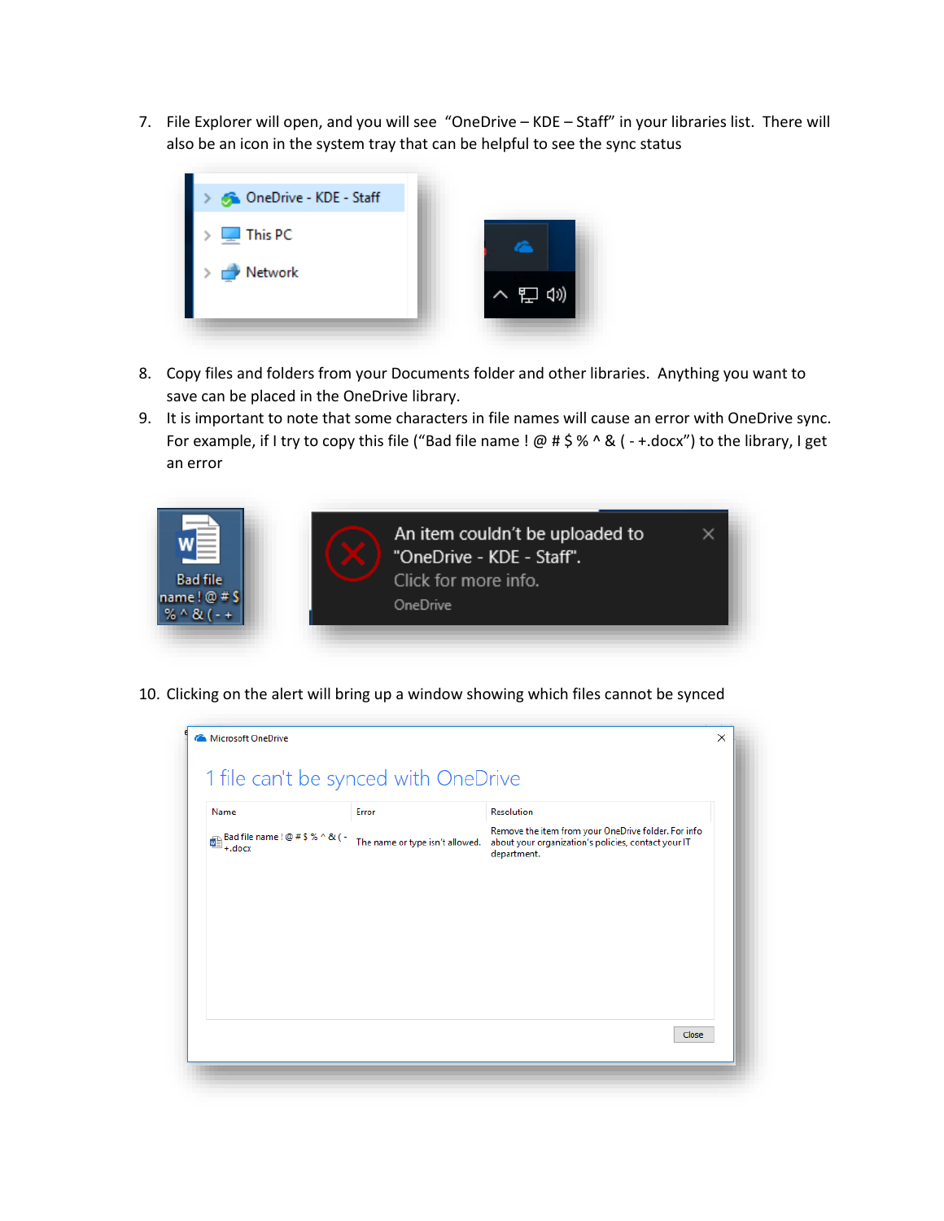7. File Explorer will open, and you will see "OneDrive – KDE – Staff" in your libraries list. There will also be an icon in the system tray that can be helpful to see the sync status

8. Copy files and folders from your Documents folder and other libraries. Anything you want to save can be placed in the OneDrive library.
9. It is important to note that some characters in file names will cause an error with OneDrive sync. For example, if I try to copy this file ("Bad file name ! @ # $ % ^ & ( - +.docx") to the library, I get an error

10. Clicking on the alert will bring up a window showing which files cannot be synced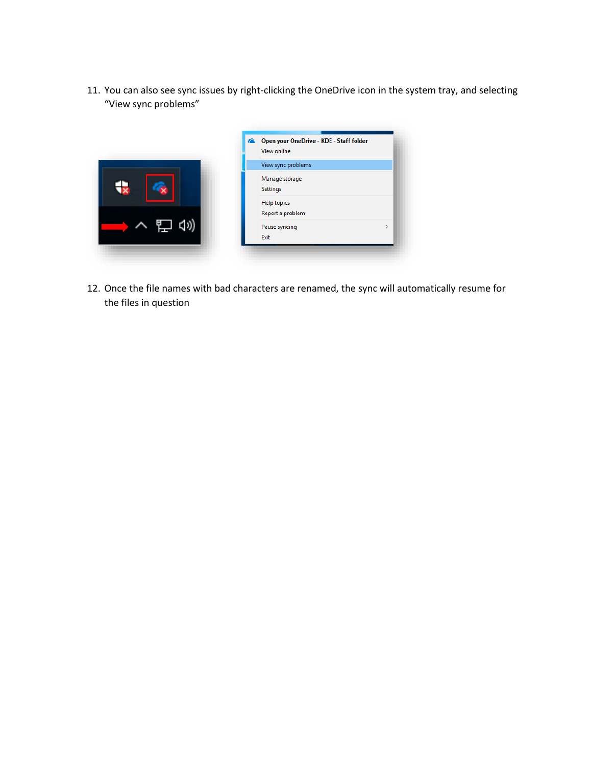11. You can also see sync issues by right-clicking the OneDrive icon in the system tray, and selecting "View sync problems"

12. Once the file names with bad characters are renamed, the sync will automatically resume for the files in question